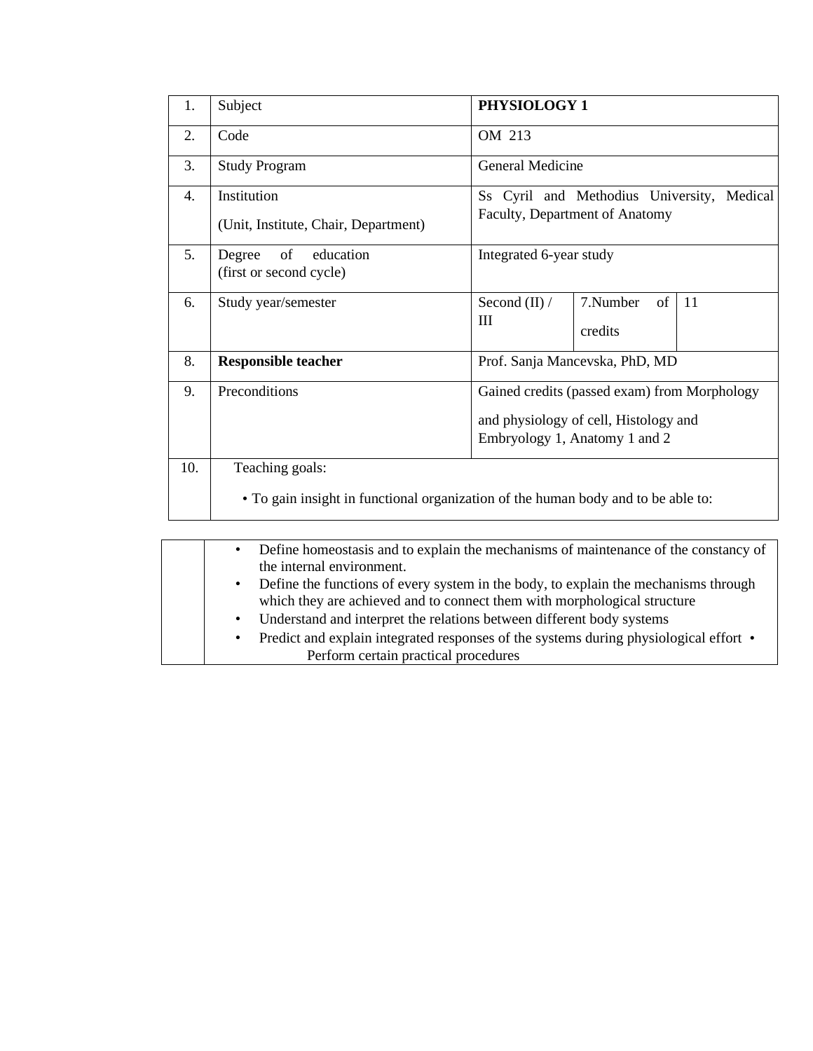| 1. | Subject | **PHYSIOLOGY 1** | | |
|---|---|---|---|---|
| 2. | Code | OM 213 | | |
| 3. | Study Program | General Medicine | | |
| 4. | Institution<br>(Unit, Institute, Chair, Department) | Ss Cyril and Methodius University, Medical Faculty, Department of Anatomy | | |
| 5. | Degree of education<br>(first or second cycle) | Integrated 6-year study | | |
| 6. | Study year/semester | Second (II) / III | 7.Number of credits | 11 |
| 8. | **Responsible teacher** | Prof. Sanja Mancevska, PhD, MD | | |
| 9. | Preconditions | Gained credits (passed exam) from Morphology and physiology of cell, Histology and Embryology 1, Anatomy 1 and 2 | | |
| 10. | Teaching goals:<br>• To gain insight in functional organization of the human body and to be able to:<br>• Define homeostasis and to explain the mechanisms of maintenance of the constancy of the internal environment.<br>• Define the functions of every system in the body, to explain the mechanisms through which they are achieved and to connect them with morphological structure<br>• Understand and interpret the relations between different body systems<br>• Predict and explain integrated responses of the systems during physiological effort<br>• Perform certain practical procedures | | | |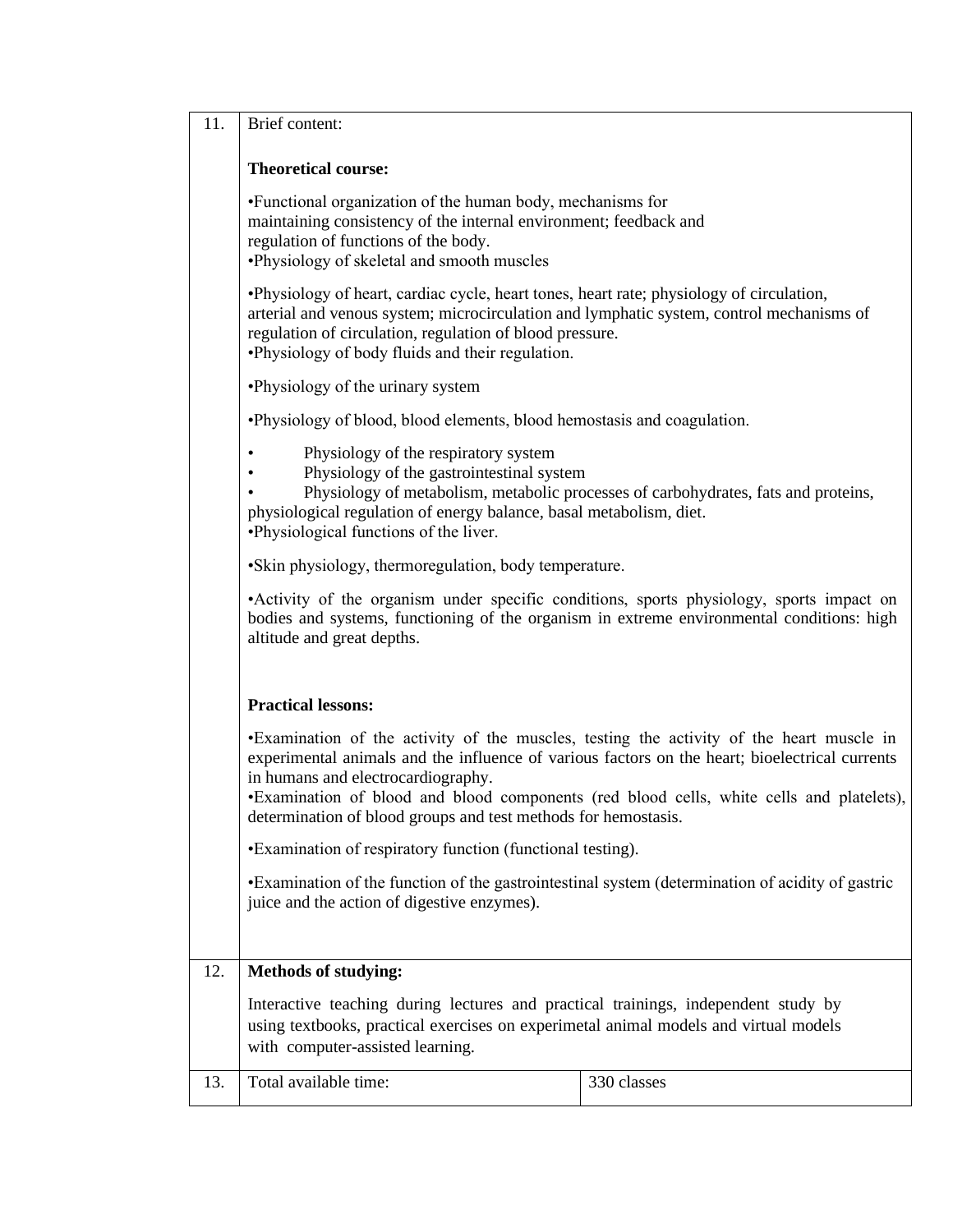| | | |
|---|---|---|
| 11. | Brief content:<br><br>**Theoretical course:**<br><br>•Functional organization of the human body, mechanisms for maintaining consistency of the internal environment; feedback and regulation of functions of the body.<br>•Physiology of skeletal and smooth muscles<br><br>•Physiology of heart, cardiac cycle, heart tones, heart rate; physiology of circulation, arterial and venous system; microcirculation and lymphatic system, control mechanisms of regulation of circulation, regulation of blood pressure.<br>•Physiology of body fluids and their regulation.<br><br>•Physiology of the urinary system<br><br>•Physiology of blood, blood elements, blood hemostasis and coagulation.<br><br>• Physiology of the respiratory system<br>• Physiology of the gastrointestinal system<br>• Physiology of metabolism, metabolic processes of carbohydrates, fats and proteins, physiological regulation of energy balance, basal metabolism, diet.<br>•Physiological functions of the liver.<br><br>•Skin physiology, thermoregulation, body temperature.<br><br>•Activity of the organism under specific conditions, sports physiology, sports impact on bodies and systems, functioning of the organism in extreme environmental conditions: high altitude and great depths.<br><br>**Practical lessons:**<br><br>•Examination of the activity of the muscles, testing the activity of the heart muscle in experimental animals and the influence of various factors on the heart; bioelectrical currents in humans and electrocardiography.<br>•Examination of blood and blood components (red blood cells, white cells and platelets), determination of blood groups and test methods for hemostasis.<br><br>•Examination of respiratory function (functional testing).<br><br>•Examination of the function of the gastrointestinal system (determination of acidity of gastric juice and the action of digestive enzymes). | |
| 12. | **Methods of studying:**<br><br>Interactive teaching during lectures and practical trainings, independent study by using textbooks, practical exercises on experimetal animal models and virtual models with computer-assisted learning. | |
| 13. | Total available time: | 330 classes |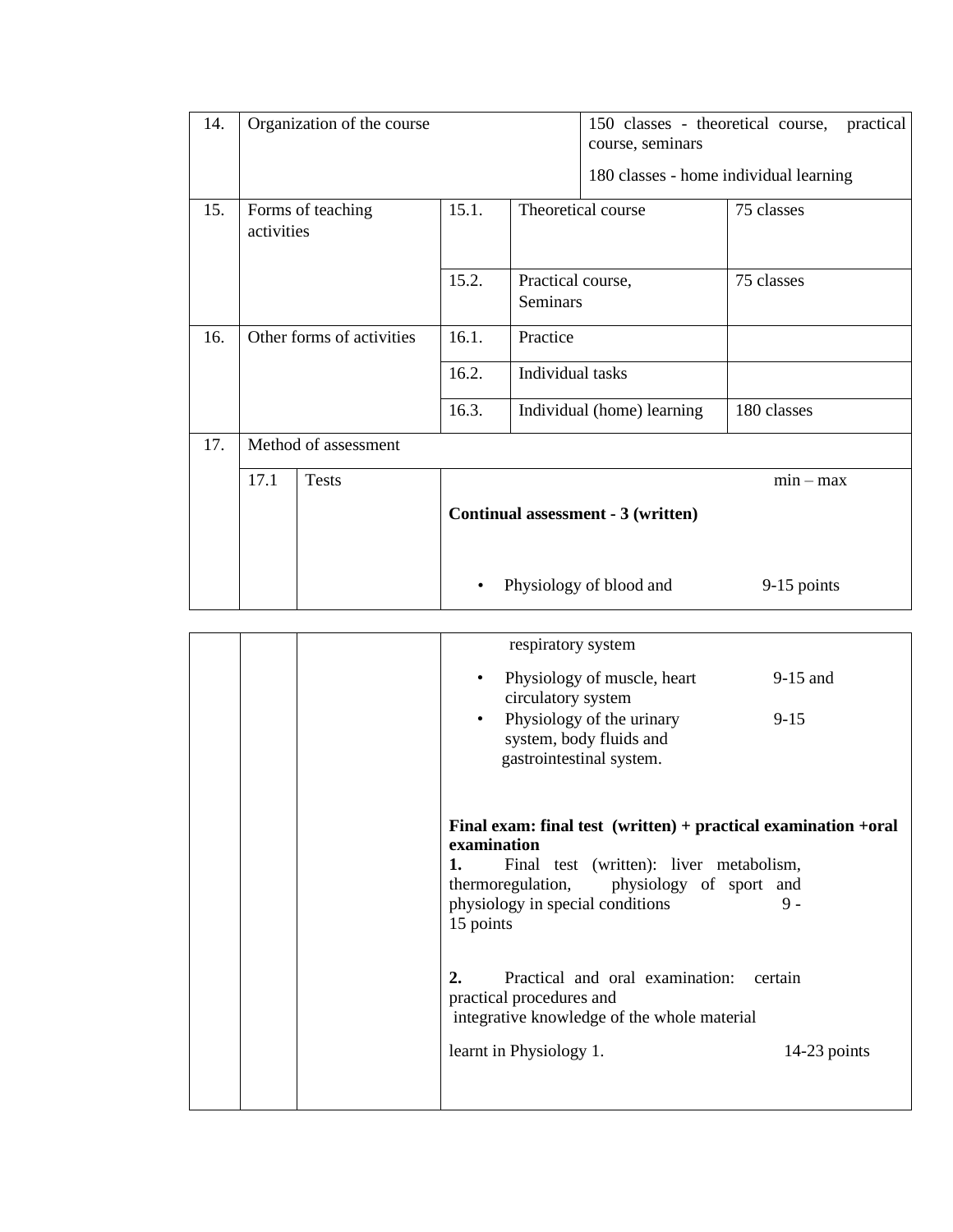| | | | | |
|---|---|---|---|---|
| 14. | Organization of the course | | | 150 classes - theoretical course, practical course, seminars<br><br>180 classes - home individual learning |
| 15. | Forms of teaching activities | 15.1. | Theoretical course | 75 classes |
| | | 15.2. | Practical course, Seminars | 75 classes |
| 16. | Other forms of activities | 16.1. | Practice | |
| | | 16.2. | Individual tasks | |
| | | 16.3. | Individual (home) learning | 180 classes |
| 17. | Method of assessment | | | |
| | 17.1 Tests | | min – max<br><br>**Continual assessment - 3 (written)**<br><br>• Physiology of blood and respiratory system — 9-15 points<br>• Physiology of muscle, heart circulatory system — 9-15 and<br>• Physiology of the urinary system, body fluids and gastrointestinal system. — 9-15<br><br>**Final exam: final test (written) + practical examination +oral examination**<br>**1.** Final test (written): liver metabolism, thermoregulation, physiology of sport and physiology in special conditions — 9 - 15 points<br><br>**2.** Practical and oral examination: certain practical procedures and integrative knowledge of the whole material learnt in Physiology 1. — 14-23 points | |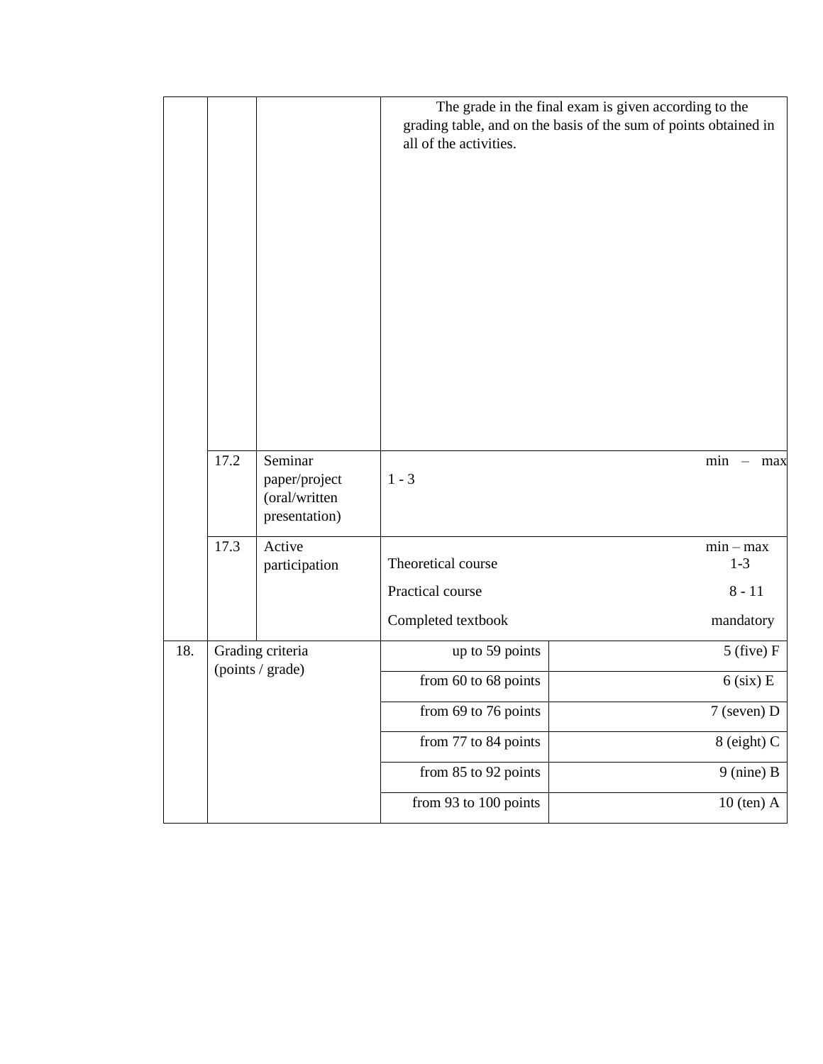| | | | | |
|---|---|---|---|---|
| | | | The grade in the final exam is given according to the grading table, and on the basis of the sum of points obtained in all of the activities. | |
| | 17.2 | Seminar paper/project (oral/written presentation) | min – max<br>1 - 3 | |
| | 17.3 | Active participation | min – max<br>Theoretical course 1-3<br>Practical course 8 - 11<br>Completed textbook mandatory | |
| 18. | Grading criteria (points / grade) | | up to 59 points | 5 (five) F |
| | | | from 60 to 68 points | 6 (six) E |
| | | | from 69 to 76 points | 7 (seven) D |
| | | | from 77 to 84 points | 8 (eight) C |
| | | | from 85 to 92 points | 9 (nine) B |
| | | | from 93 to 100 points | 10 (ten) A |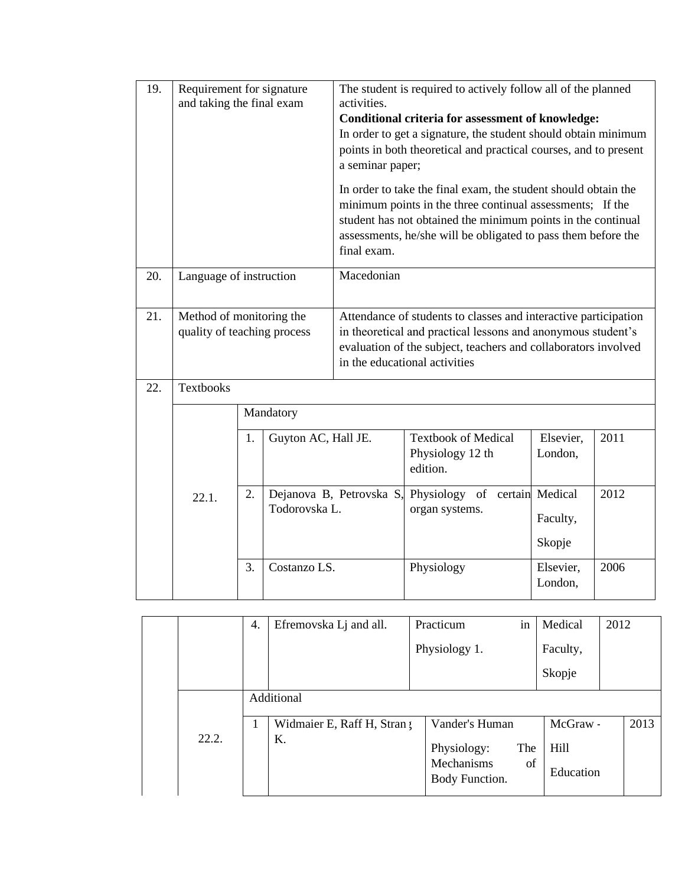| | | |
|---|---|---|
| 19. | Requirement for signature and taking the final exam | The student is required to actively follow all of the planned activities.<br>**Conditional criteria for assessment of knowledge:**<br>In order to get a signature, the student should obtain minimum points in both theoretical and practical courses, and to present a seminar paper;<br><br>In order to take the final exam, the student should obtain the minimum points in the three continual assessments; If the student has not obtained the minimum points in the continual assessments, he/she will be obligated to pass them before the final exam. |
| 20. | Language of instruction | Macedonian |
| 21. | Method of monitoring the quality of teaching process | Attendance of students to classes and interactive participation in theoretical and practical lessons and anonymous student's evaluation of the subject, teachers and collaborators involved in the educational activities |
| 22. | Textbooks | |

| | | | | | | |
|---|---|---|---|---|---|---|
| 22.1. | Mandatory | | | | | |
| | 1. | Guyton AC, Hall JE. | Textbook of Medical Physiology 12 th edition. | Elsevier, London, | 2011 |
| | 2. | Dejanova B, Petrovska S, Todorovska L. | Physiology of certain organ systems. | Medical Faculty, Skopje | 2012 |
| | 3. | Costanzo LS. | Physiology | Elsevier, London, | 2006 |
| | 4. | Efremovska Lj and all. | Practicum in Physiology 1. | Medical Faculty, Skopje | 2012 |
| 22.2. | Additional | | | | | |
| | 1 | Widmaier E, Raff H, Strang K. | Vander's Human Physiology: The Mechanisms of Body Function. | McGraw - Hill Education | 2013 |